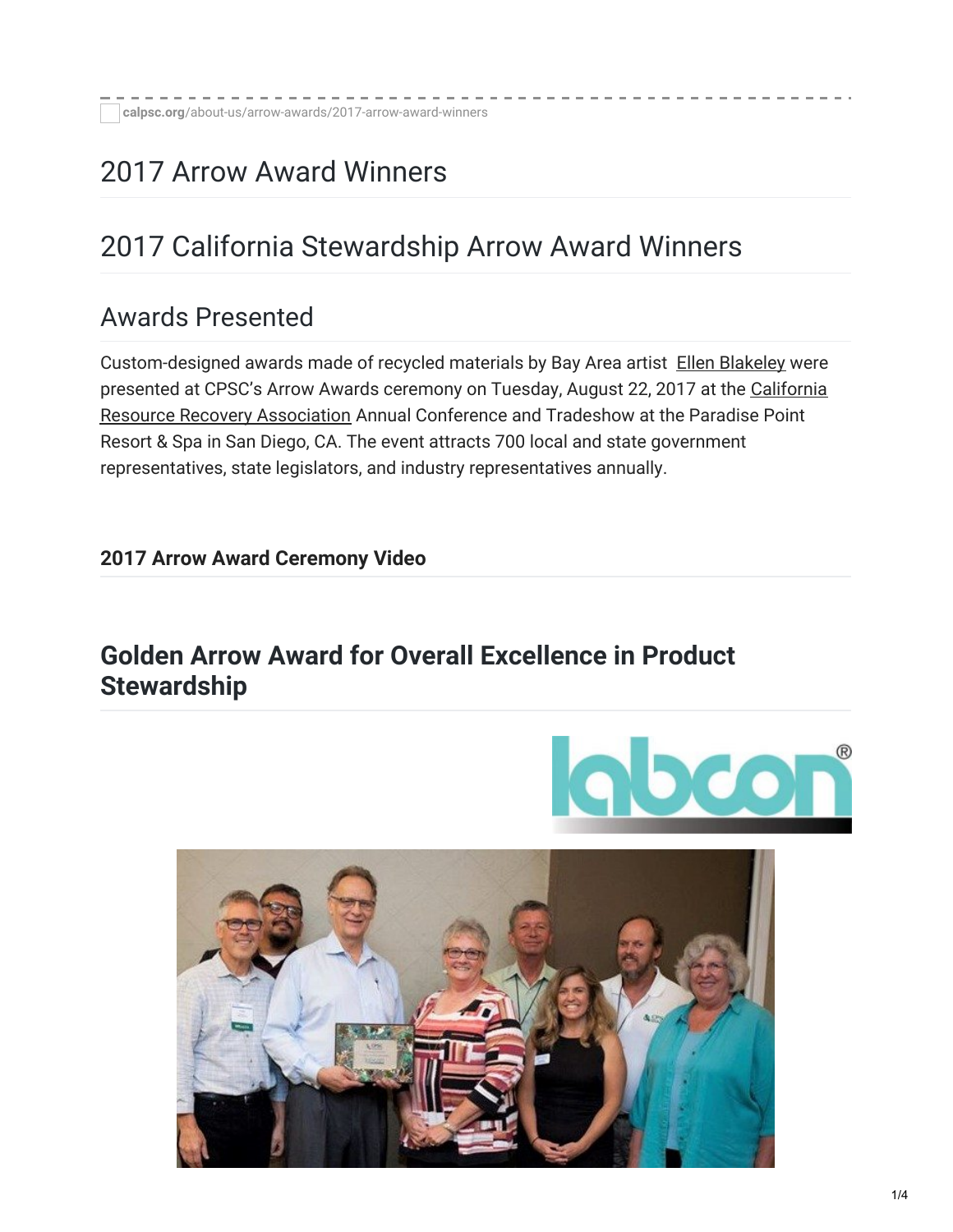calpsc.org/about-us/arrow-awards/2017-arrow-award-winners

# 2017 Arrow Award Winners

# 2017 California Stewardship Arrow Award Winners

## Awards Presented

Custom-designed awards made of recycled materials by Bay Area artist Ellen Blakeley were presented at CPSC's Arrow Awards ceremony on Tuesday, August 22, 2017 at the California Resource Recovery Association Annual Conference and Tradeshow at the Paradise Point Resort & Spa in San Diego, CA. The event attracts 700 local and state government representatives, state legislators, and industry representatives annually.

**2017 Arrow Award Ceremony Video**

## Golden Arrow Award for Overall Excellence in Product Stewardship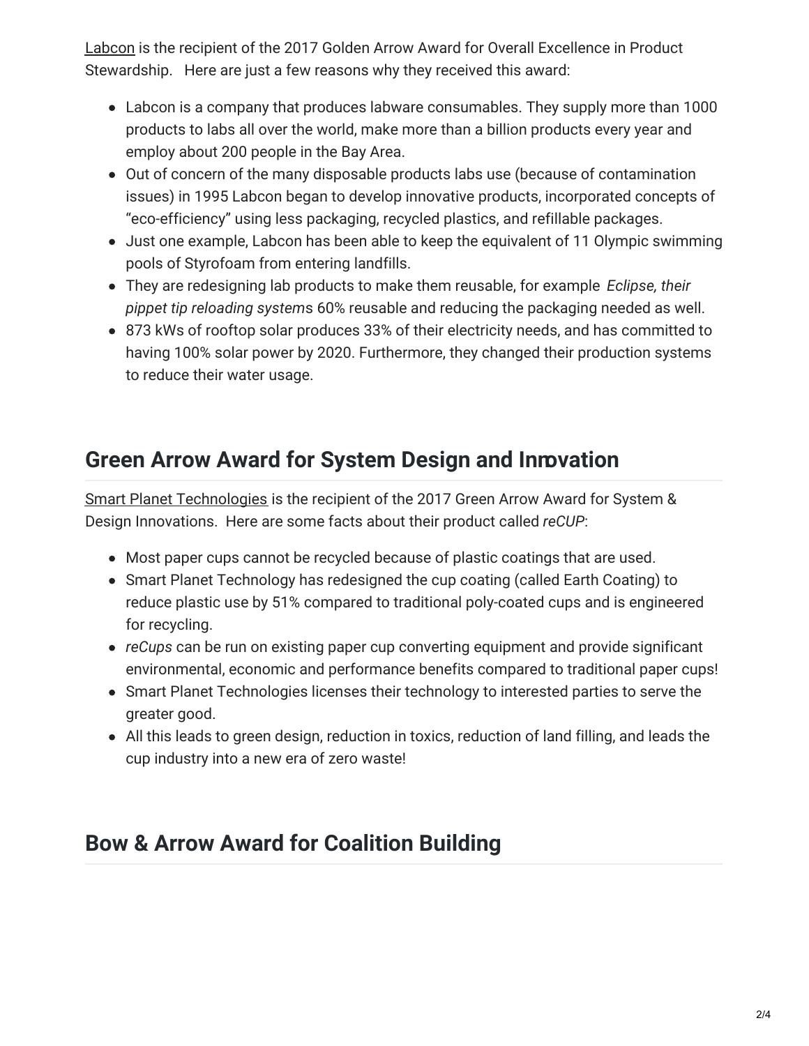Labcon is the recipient of the 2017 Golden Arrow Award for Overall Excellence in Product Stewardship.   Here are just a few reasons why they received this award:

- Labcon is a company that produces labware consumables. They supply more than 1000 products to labs all over the world, make more than a billion products every year and employ about 200 people in the Bay Area.
- Out of concern of the many disposable products labs use (because of contamination issues) in 1995 Labcon began to develop innovative products, incorporated concepts of "eco-efficiency" using less packaging, recycled plastics, and refillable packages.
- Just one example, Labcon has been able to keep the equivalent of 11 Olympic swimming pools of Styrofoam from entering landfills.
- They are redesigning lab products to make them reusable, for example *Eclipse, their pippet tip reloading system*s 60% reusable and reducing the packaging needed as well.
- 873 kWs of rooftop solar produces 33% of their electricity needs, and has committed to having 100% solar power by 2020. Furthermore, they changed their production systems to reduce their water usage.

## Green Arrow Award for System Design and Innovation

Smart Planet Technologies is the recipient of the 2017 Green Arrow Award for System & Design Innovations.  Here are some facts about their product called *reCUP*:

- Most paper cups cannot be recycled because of plastic coatings that are used.
- Smart Planet Technology has redesigned the cup coating (called Earth Coating) to reduce plastic use by 51% compared to traditional poly-coated cups and is engineered for recycling.
- *reCups* can be run on existing paper cup converting equipment and provide significant environmental, economic and performance benefits compared to traditional paper cups!
- Smart Planet Technologies licenses their technology to interested parties to serve the greater good.
- All this leads to green design, reduction in toxics, reduction of land filling, and leads the cup industry into a new era of zero waste!

## Bow & Arrow Award for Coalition Building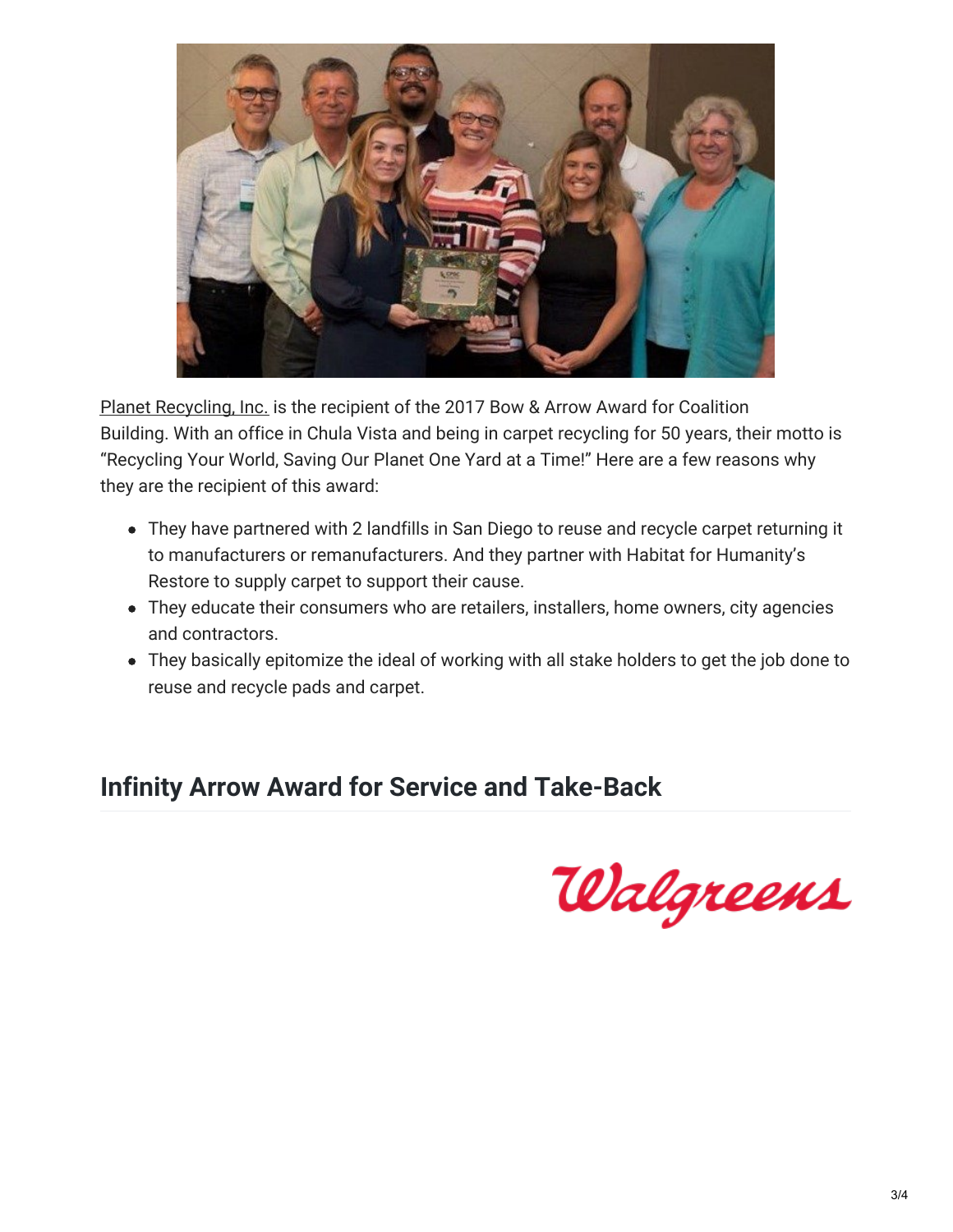Planet Recycling, Inc. is the recipient of the 2017 Bow & Arrow Award for Coalition Building. With an office in Chula Vista and being in carpet recycling for 50 years, their motto is "Recycling Your World, Saving Our Planet One Yard at a Time!" Here are a few reasons why they are the recipient of this award:

- They have partnered with 2 landfills in San Diego to reuse and recycle carpet returning it to manufacturers or remanufacturers. And they partner with Habitat for Humanity's Restore to supply carpet to support their cause.
- They educate their consumers who are retailers, installers, home owners, city agencies and contractors.
- They basically epitomize the ideal of working with all stake holders to get the job done to reuse and recycle pads and carpet.

## Infinity Arrow Award for Service and Take-Back

Walgreens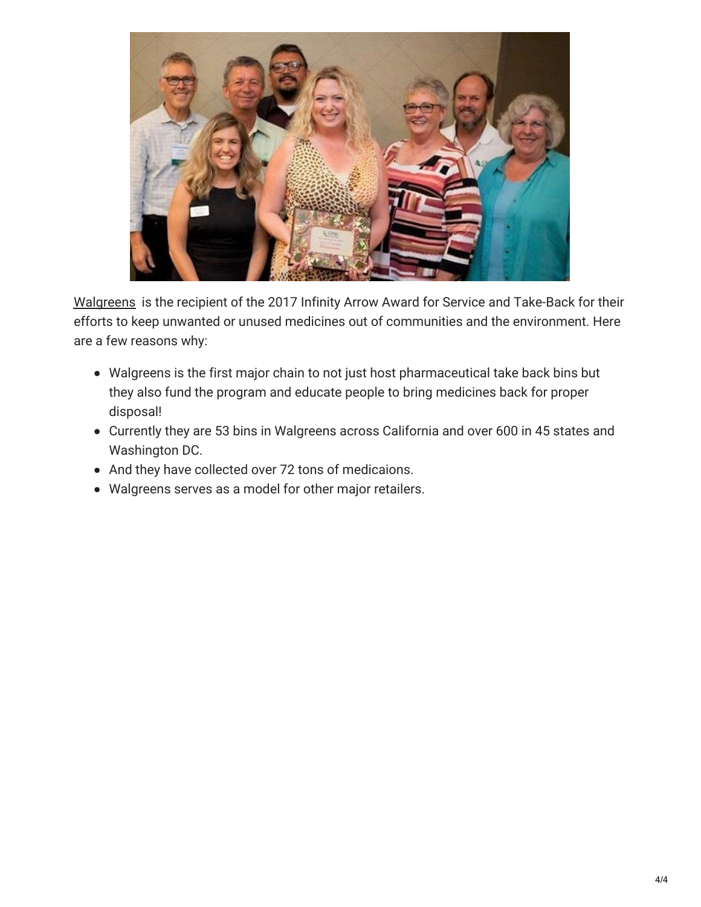Walgreens is the recipient of the 2017 Infinity Arrow Award for Service and Take-Back for their efforts to keep unwanted or unused medicines out of communities and the environment. Here are a few reasons why:

- Walgreens is the first major chain to not just host pharmaceutical take back bins but they also fund the program and educate people to bring medicines back for proper disposal!
- Currently they are 53 bins in Walgreens across California and over 600 in 45 states and Washington DC.
- And they have collected over 72 tons of medicaions.
- Walgreens serves as a model for other major retailers.